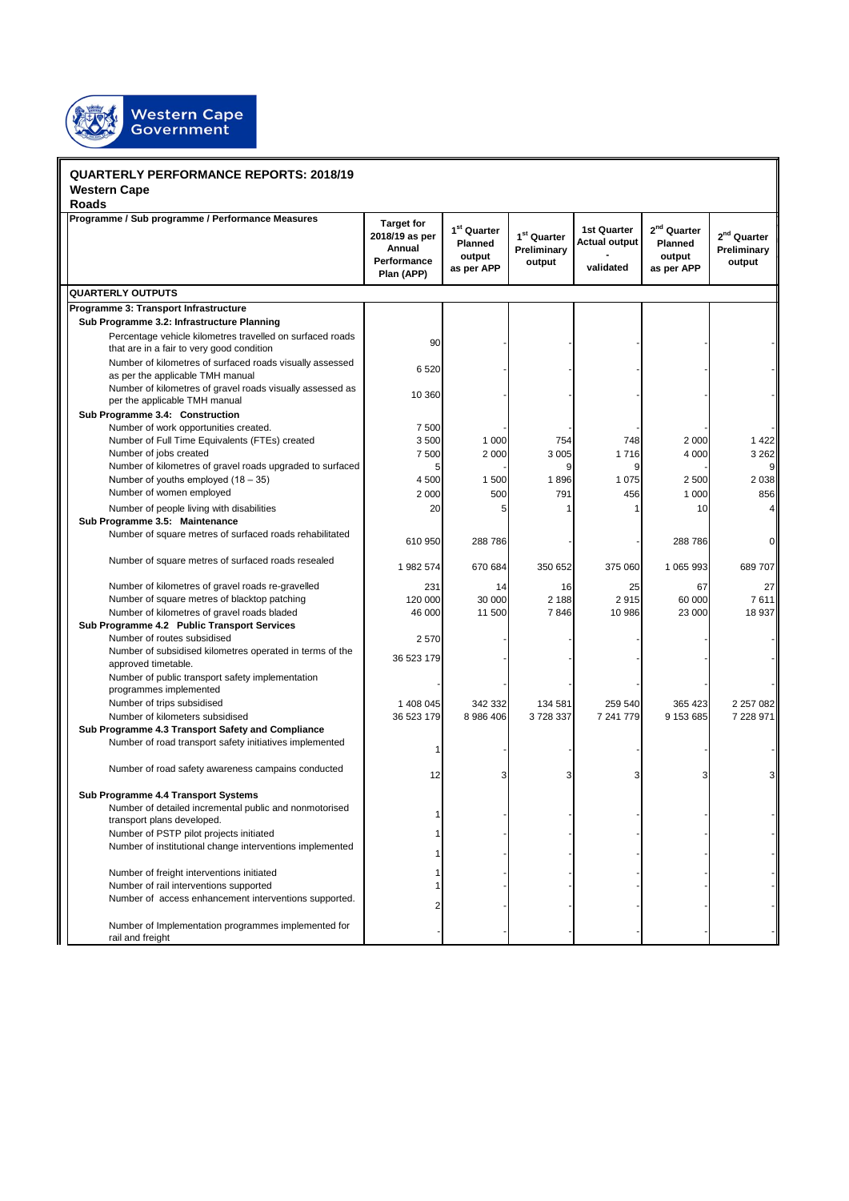Western Cape Government

## QUARTERLY PERFORMANCE REPORTS: 2018/19

**Western Cape**

**Roads**

| Programme / Sub programme / Performance Measures | Target for 2018/19 as per Annual Performance Plan (APP) | 1st Quarter Planned output as per APP | 1st Quarter Preliminary output | 1st Quarter Actual output - validated | 2nd Quarter Planned output as per APP | 2nd Quarter Preliminary output |
|---|---|---|---|---|---|---|
| **QUARTERLY OUTPUTS** | | | | | | |
| **Programme 3: Transport Infrastructure** | | | | | | |
| **Sub Programme 3.2: Infrastructure Planning** | | | | | | |
| Percentage vehicle kilometres travelled on surfaced roads that are in a fair to very good condition | 90 | - | - | - | - | - |
| Number of kilometres of surfaced roads visually assessed as per the applicable TMH manual | 6 520 | - | - | - | - | - |
| Number of kilometres of gravel roads visually assessed as per the applicable TMH manual | 10 360 | - | - | - | - | - |
| **Sub Programme 3.4: Construction** | | | | | | |
| Number of work opportunities created. | 7 500 | - | - | - | - | - |
| Number of Full Time Equivalents (FTEs) created | 3 500 | 1 000 | 754 | 748 | 2 000 | 1 422 |
| Number of jobs created | 7 500 | 2 000 | 3 005 | 1 716 | 4 000 | 3 262 |
| Number of kilometres of gravel roads upgraded to surfaced | 5 | - | 9 | 9 | - | 9 |
| Number of youths employed (18 – 35) | 4 500 | 1 500 | 1 896 | 1 075 | 2 500 | 2 038 |
| Number of women employed | 2 000 | 500 | 791 | 456 | 1 000 | 856 |
| Number of people living with disabilities | 20 | 5 | 1 | 1 | 10 | 4 |
| **Sub Programme 3.5: Maintenance** | | | | | | |
| Number of square metres of surfaced roads rehabilitated | 610 950 | 288 786 | - | - | 288 786 | 0 |
| Number of square metres of surfaced roads resealed | 1 982 574 | 670 684 | 350 652 | 375 060 | 1 065 993 | 689 707 |
| Number of kilometres of gravel roads re-gravelled | 231 | 14 | 16 | 25 | 67 | 27 |
| Number of square metres of blacktop patching | 120 000 | 30 000 | 2 188 | 2 915 | 60 000 | 7 611 |
| Number of kilometres of gravel roads bladed | 46 000 | 11 500 | 7 846 | 10 986 | 23 000 | 18 937 |
| **Sub Programme 4.2 Public Transport Services** | | | | | | |
| Number of routes subsidised | 2 570 | - | - | - | - | - |
| Number of subsidised kilometres operated in terms of the approved timetable. | 36 523 179 | - | - | - | - | - |
| Number of public transport safety implementation programmes implemented | - | - | - | - | - | - |
| Number of trips subsidised | 1 408 045 | 342 332 | 134 581 | 259 540 | 365 423 | 2 257 082 |
| Number of kilometers subsidised | 36 523 179 | 8 986 406 | 3 728 337 | 7 241 779 | 9 153 685 | 7 228 971 |
| **Sub Programme 4.3 Transport Safety and Compliance** | | | | | | |
| Number of road transport safety initiatives implemented | 1 | - | - | - | - | - |
| Number of road safety awareness campaigns conducted | 12 | 3 | 3 | 3 | 3 | 3 |
| **Sub Programme 4.4 Transport Systems** | | | | | | |
| Number of detailed incremental public and nonmotorised transport plans developed. | 1 | - | - | - | - | - |
| Number of PSTP pilot projects initiated | 1 | - | - | - | - | - |
| Number of institutional change interventions implemented | 1 | - | - | - | - | - |
| Number of freight interventions initiated | 1 | - | - | - | - | - |
| Number of rail interventions supported | 1 | - | - | - | - | - |
| Number of access enhancement interventions supported. | 2 | - | - | - | - | - |
| Number of Implementation programmes implemented for rail and freight | - | - | - | - | - | - |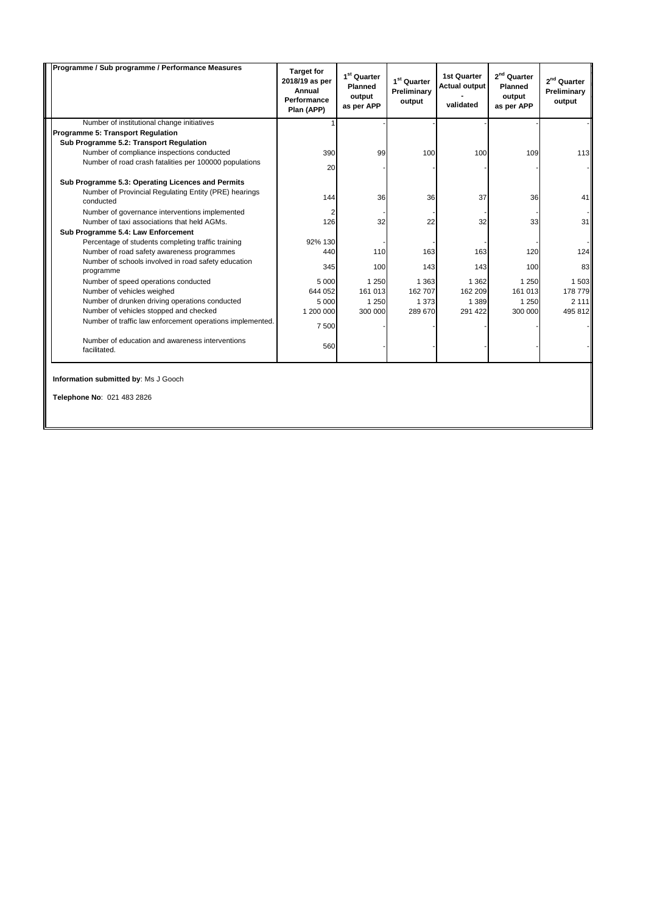| Programme / Sub programme / Performance Measures | Target for 2018/19 as per Annual Performance Plan (APP) | 1st Quarter Planned output as per APP | 1st Quarter Preliminary output | 1st Quarter Actual output - validated | 2nd Quarter Planned output as per APP | 2nd Quarter Preliminary output |
|---|---|---|---|---|---|---|
| Number of institutional change initiatives | 1 | - | - | - | - | - |
| **Programme 5: Transport Regulation** | | | | | | |
| **Sub Programme 5.2: Transport Regulation** | | | | | | |
| Number of compliance inspections conducted | 390 | 99 | 100 | 100 | 109 | 113 |
| Number of road crash fatalities per 100000 populations | 20 | - | - | - | - | - |
| **Sub Programme 5.3: Operating Licences and Permits** | | | | | | |
| Number of Provincial Regulating Entity (PRE) hearings conducted | 144 | 36 | 36 | 37 | 36 | 41 |
| Number of governance interventions implemented | 2 | - | - | - | - | - |
| Number of taxi associations that held AGMs. | 126 | 32 | 22 | 32 | 33 | 31 |
| **Sub Programme 5.4: Law Enforcement** | | | | | | |
| Percentage of students completing traffic training | 92% 130 | - | - | - | - | - |
| Number of road safety awareness programmes | 440 | 110 | 163 | 163 | 120 | 124 |
| Number of schools involved in road safety education programme | 345 | 100 | 143 | 143 | 100 | 83 |
| Number of speed operations conducted | 5 000 | 1 250 | 1 363 | 1 362 | 1 250 | 1 503 |
| Number of vehicles weighed | 644 052 | 161 013 | 162 707 | 162 209 | 161 013 | 178 779 |
| Number of drunken driving operations conducted | 5 000 | 1 250 | 1 373 | 1 389 | 1 250 | 2 111 |
| Number of vehicles stopped and checked | 1 200 000 | 300 000 | 289 670 | 291 422 | 300 000 | 495 812 |
| Number of traffic law enforcement operations implemented. | 7 500 | - | - | - | - | - |
| Number of education and awareness interventions facilitated. | 560 | - | - | - | - | - |

**Information submitted by**: Ms J Gooch

**Telephone No**: 021 483 2826